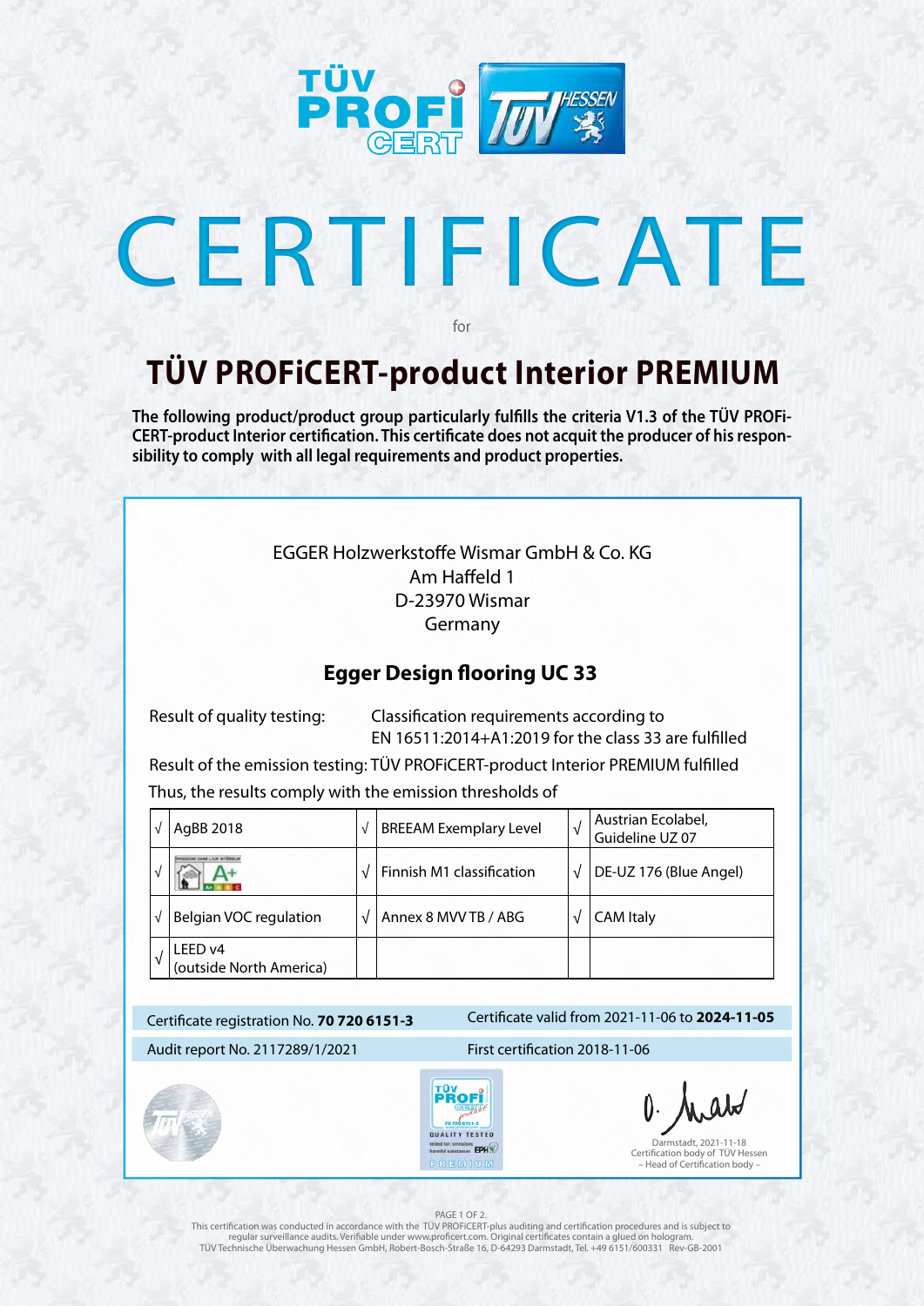# CERTIFICATE

for

## TÜV PROFiCERT-product Interior PREMIUM

**The following product/product group particularly fulfills the criteria V1.3 of the TÜV PROFiCERT-product Interior certification. This certificate does not acquit the producer of his responsibility to comply with all legal requirements and product properties.**

EGGER Holzwerkstoffe Wismar GmbH & Co. KG
Am Haffeld 1
D-23970 Wismar
Germany

### Egger Design flooring UC 33

Result of quality testing: Classification requirements according to EN 16511:2014+A1:2019 for the class 33 are fulfilled

Result of the emission testing: TÜV PROFiCERT-product Interior PREMIUM fulfilled

Thus, the results comply with the emission thresholds of

| √ | AgBB 2018 | √ | BREEAM Exemplary Level | √ | Austrian Ecolabel, Guideline UZ 07 |
|---|---|---|---|---|---|
| √ | Emissions dans l'air intérieur A+ | √ | Finnish M1 classification | √ | DE-UZ 176 (Blue Angel) |
| √ | Belgian VOC regulation | √ | Annex 8 MVV TB / ABG | √ | CAM Italy |
| √ | LEED v4 (outside North America) | | | | |

Certificate registration No. **70 720 6151-3** | Certificate valid from 2021-11-06 to **2024-11-05**

Audit report No. 2117289/1/2021 | First certification 2018-11-06

Darmstadt, 2021-11-18
Certification body of TÜV Hessen
– Head of Certification body –

This certification was conducted in accordance with the TÜV PROFiCERT-plus auditing and certification procedures and is subject to regular surveillance audits. Verifiable under www.proficert.com. Original certificates contain a glued on hologram.
TÜV Technische Überwachung Hessen GmbH, Robert-Bosch-Straße 16, D-64293 Darmstadt, Tel. +49 6151/600331 Rev-GB-2001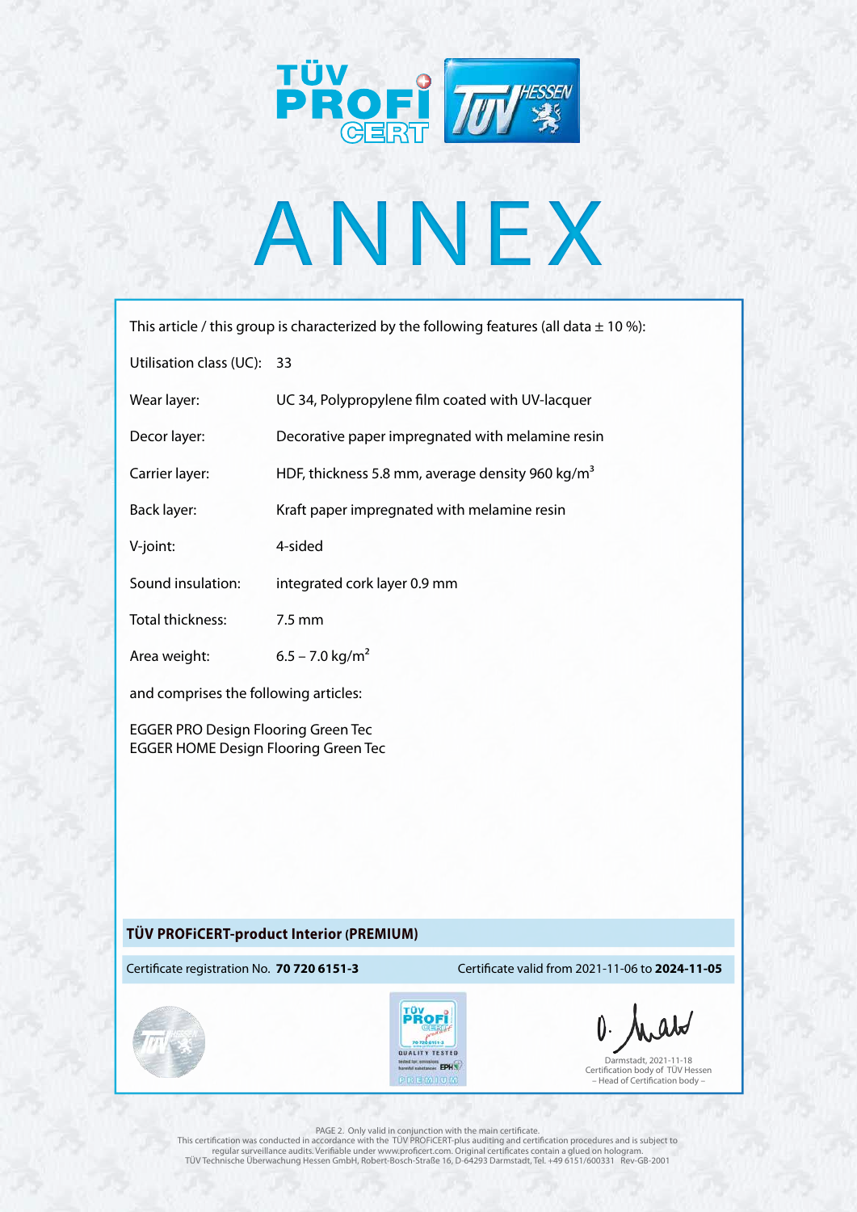# ANNEX

This article / this group is characterized by the following features (all data ± 10 %):

| | |
|---|---|
| Utilisation class (UC): | 33 |
| Wear layer: | UC 34, Polypropylene film coated with UV-lacquer |
| Decor layer: | Decorative paper impregnated with melamine resin |
| Carrier layer: | HDF, thickness 5.8 mm, average density 960 kg/m$^3$ |
| Back layer: | Kraft paper impregnated with melamine resin |
| V-joint: | 4-sided |
| Sound insulation: | integrated cork layer 0.9 mm |
| Total thickness: | 7.5 mm |
| Area weight: | 6.5 – 7.0 kg/m$^2$ |

and comprises the following articles:

EGGER PRO Design Flooring Green Tec
EGGER HOME Design Flooring Green Tec

**TÜV PROFiCERT-product Interior (PREMIUM)**

Certificate registration No. **70 720 6151-3**

Certificate valid from 2021-11-06 to **2024-11-05**

Darmstadt, 2021-11-18
Certification body of TÜV Hessen
– Head of Certification body –

PAGE 2. Only valid in conjunction with the main certificate.
This certification was conducted in accordance with the TÜV PROFiCERT-plus auditing and certification procedures and is subject to regular surveillance audits. Verifiable under www.proficert.com. Original certificates contain a glued on hologram.
TÜV Technische Überwachung Hessen GmbH, Robert-Bosch-Straße 16, D-64293 Darmstadt, Tel. +49 6151/600331 Rev-GB-2001